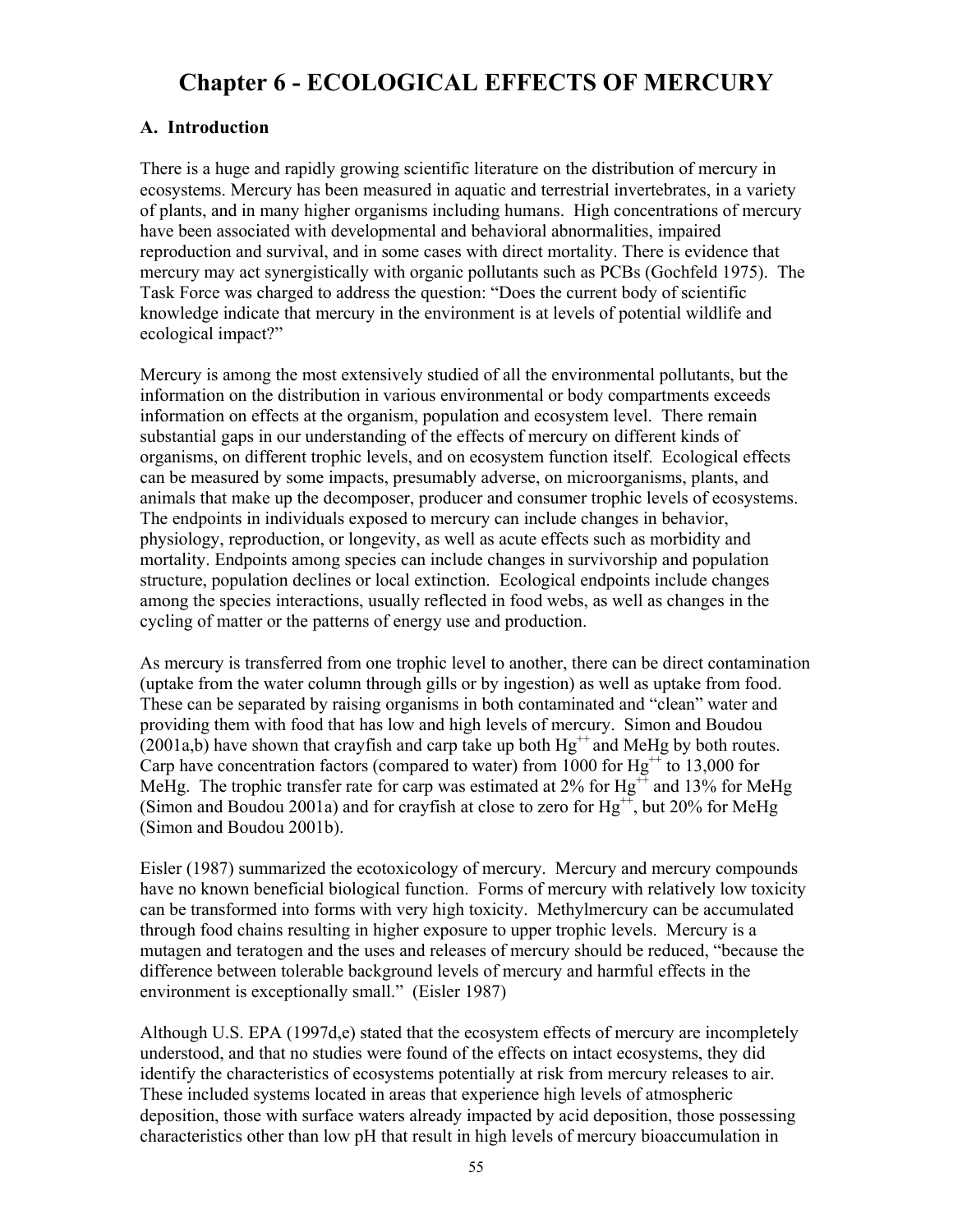# Chapter 6 - ECOLOGICAL EFFECTS OF MERCURY

## A. Introduction

There is a huge and rapidly growing scientific literature on the distribution of mercury in ecosystems. Mercury has been measured in aquatic and terrestrial invertebrates, in a variety of plants, and in many higher organisms including humans. High concentrations of mercury have been associated with developmental and behavioral abnormalities, impaired reproduction and survival, and in some cases with direct mortality. There is evidence that mercury may act synergistically with organic pollutants such as PCBs (Gochfeld 1975). The Task Force was charged to address the question: "Does the current body of scientific knowledge indicate that mercury in the environment is at levels of potential wildlife and ecological impact?"

Mercury is among the most extensively studied of all the environmental pollutants, but the information on the distribution in various environmental or body compartments exceeds information on effects at the organism, population and ecosystem level. There remain substantial gaps in our understanding of the effects of mercury on different kinds of organisms, on different trophic levels, and on ecosystem function itself. Ecological effects can be measured by some impacts, presumably adverse, on microorganisms, plants, and animals that make up the decomposer, producer and consumer trophic levels of ecosystems. The endpoints in individuals exposed to mercury can include changes in behavior, physiology, reproduction, or longevity, as well as acute effects such as morbidity and mortality. Endpoints among species can include changes in survivorship and population structure, population declines or local extinction. Ecological endpoints include changes among the species interactions, usually reflected in food webs, as well as changes in the cycling of matter or the patterns of energy use and production.

As mercury is transferred from one trophic level to another, there can be direct contamination (uptake from the water column through gills or by ingestion) as well as uptake from food. These can be separated by raising organisms in both contaminated and "clean" water and providing them with food that has low and high levels of mercury. Simon and Boudou (2001a,b) have shown that crayfish and carp take up both $Hg^{++}$ and MeHg by both routes. Carp have concentration factors (compared to water) from 1000 for $Hg^{++}$ to 13,000 for MeHg. The trophic transfer rate for carp was estimated at 2% for $Hg^{++}$ and 13% for MeHg (Simon and Boudou 2001a) and for crayfish at close to zero for $Hg^{++}$, but 20% for MeHg (Simon and Boudou 2001b).

Eisler (1987) summarized the ecotoxicology of mercury. Mercury and mercury compounds have no known beneficial biological function. Forms of mercury with relatively low toxicity can be transformed into forms with very high toxicity. Methylmercury can be accumulated through food chains resulting in higher exposure to upper trophic levels. Mercury is a mutagen and teratogen and the uses and releases of mercury should be reduced, "because the difference between tolerable background levels of mercury and harmful effects in the environment is exceptionally small." (Eisler 1987)

Although U.S. EPA (1997d,e) stated that the ecosystem effects of mercury are incompletely understood, and that no studies were found of the effects on intact ecosystems, they did identify the characteristics of ecosystems potentially at risk from mercury releases to air. These included systems located in areas that experience high levels of atmospheric deposition, those with surface waters already impacted by acid deposition, those possessing characteristics other than low pH that result in high levels of mercury bioaccumulation in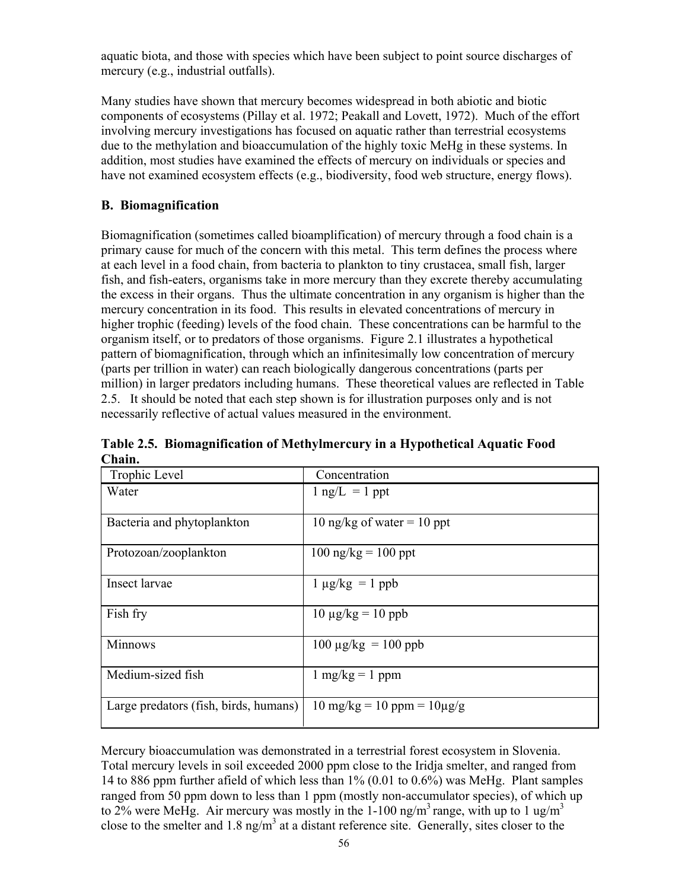aquatic biota, and those with species which have been subject to point source discharges of mercury (e.g., industrial outfalls).

Many studies have shown that mercury becomes widespread in both abiotic and biotic components of ecosystems (Pillay et al. 1972; Peakall and Lovett, 1972). Much of the effort involving mercury investigations has focused on aquatic rather than terrestrial ecosystems due to the methylation and bioaccumulation of the highly toxic MeHg in these systems. In addition, most studies have examined the effects of mercury on individuals or species and have not examined ecosystem effects (e.g., biodiversity, food web structure, energy flows).

### B. Biomagnification

Biomagnification (sometimes called bioamplification) of mercury through a food chain is a primary cause for much of the concern with this metal. This term defines the process where at each level in a food chain, from bacteria to plankton to tiny crustacea, small fish, larger fish, and fish-eaters, organisms take in more mercury than they excrete thereby accumulating the excess in their organs. Thus the ultimate concentration in any organism is higher than the mercury concentration in its food. This results in elevated concentrations of mercury in higher trophic (feeding) levels of the food chain. These concentrations can be harmful to the organism itself, or to predators of those organisms. Figure 2.1 illustrates a hypothetical pattern of biomagnification, through which an infinitesimally low concentration of mercury (parts per trillion in water) can reach biologically dangerous concentrations (parts per million) in larger predators including humans. These theoretical values are reflected in Table 2.5. It should be noted that each step shown is for illustration purposes only and is not necessarily reflective of actual values measured in the environment.

**Table 2.5. Biomagnification of Methylmercury in a Hypothetical Aquatic Food Chain.**

| Trophic Level | Concentration |
|---|---|
| Water | 1 ng/L = 1 ppt |
| Bacteria and phytoplankton | 10 ng/kg of water = 10 ppt |
| Protozoan/zooplankton | 100 ng/kg = 100 ppt |
| Insect larvae | 1 µg/kg = 1 ppb |
| Fish fry | 10 µg/kg = 10 ppb |
| Minnows | 100 µg/kg = 100 ppb |
| Medium-sized fish | 1 mg/kg = 1 ppm |
| Large predators (fish, birds, humans) | 10 mg/kg = 10 ppm = 10µg/g |

Mercury bioaccumulation was demonstrated in a terrestrial forest ecosystem in Slovenia. Total mercury levels in soil exceeded 2000 ppm close to the Iridja smelter, and ranged from 14 to 886 ppm further afield of which less than 1% (0.01 to 0.6%) was MeHg. Plant samples ranged from 50 ppm down to less than 1 ppm (mostly non-accumulator species), of which up to 2% were MeHg. Air mercury was mostly in the 1-100 ng/m$^3$ range, with up to 1 ug/m$^3$ close to the smelter and 1.8 ng/m$^3$ at a distant reference site. Generally, sites closer to the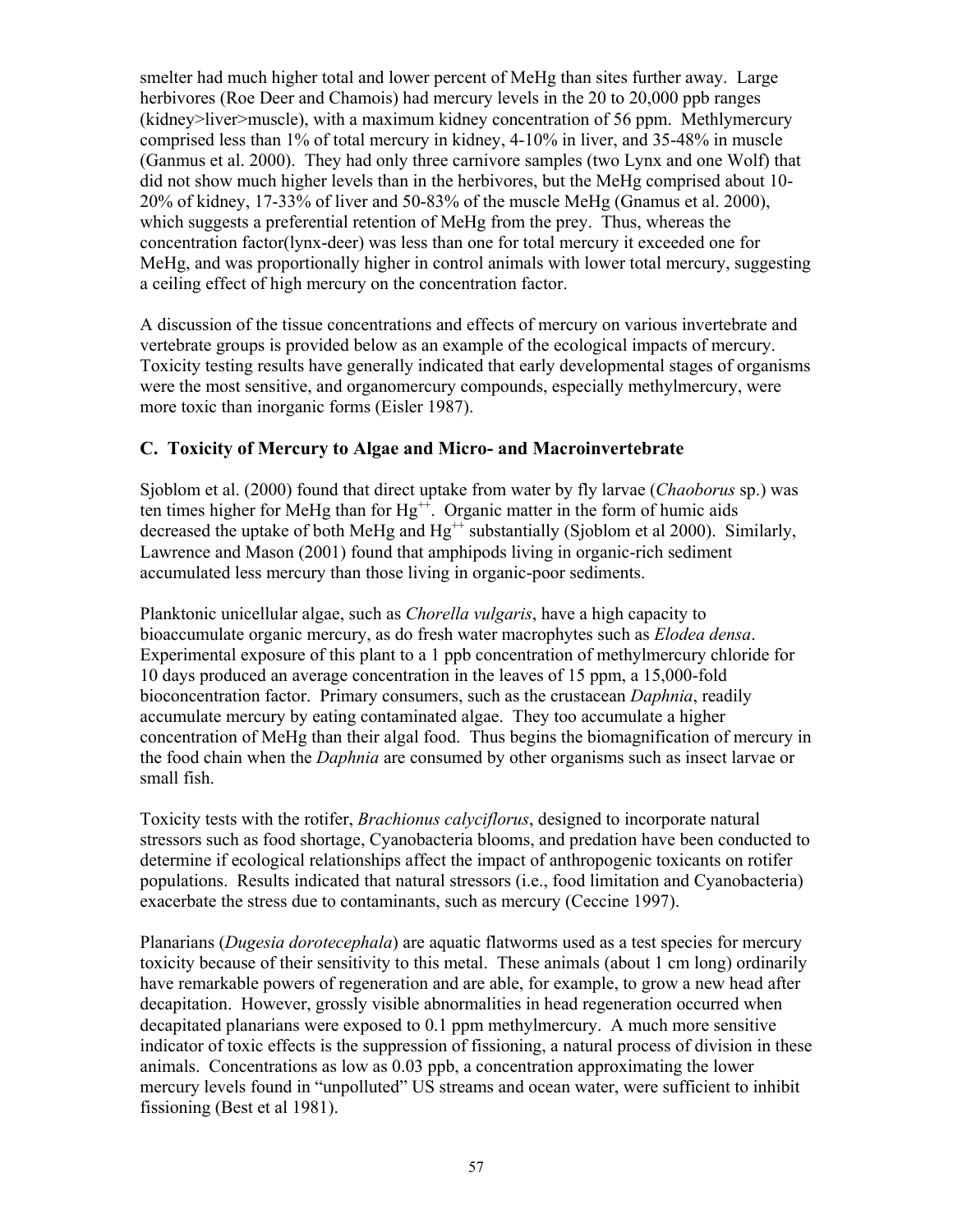smelter had much higher total and lower percent of MeHg than sites further away. Large herbivores (Roe Deer and Chamois) had mercury levels in the 20 to 20,000 ppb ranges (kidney>liver>muscle), with a maximum kidney concentration of 56 ppm. Methlymercury comprised less than 1% of total mercury in kidney, 4-10% in liver, and 35-48% in muscle (Ganmus et al. 2000). They had only three carnivore samples (two Lynx and one Wolf) that did not show much higher levels than in the herbivores, but the MeHg comprised about 10-20% of kidney, 17-33% of liver and 50-83% of the muscle MeHg (Gnamus et al. 2000), which suggests a preferential retention of MeHg from the prey. Thus, whereas the concentration factor(lynx-deer) was less than one for total mercury it exceeded one for MeHg, and was proportionally higher in control animals with lower total mercury, suggesting a ceiling effect of high mercury on the concentration factor.

A discussion of the tissue concentrations and effects of mercury on various invertebrate and vertebrate groups is provided below as an example of the ecological impacts of mercury. Toxicity testing results have generally indicated that early developmental stages of organisms were the most sensitive, and organomercury compounds, especially methylmercury, were more toxic than inorganic forms (Eisler 1987).

## C. Toxicity of Mercury to Algae and Micro- and Macroinvertebrate

Sjoblom et al. (2000) found that direct uptake from water by fly larvae (*Chaoborus* sp.) was ten times higher for MeHg than for $Hg^{++}$. Organic matter in the form of humic aids decreased the uptake of both MeHg and $Hg^{++}$ substantially (Sjoblom et al 2000). Similarly, Lawrence and Mason (2001) found that amphipods living in organic-rich sediment accumulated less mercury than those living in organic-poor sediments.

Planktonic unicellular algae, such as *Chorella vulgaris*, have a high capacity to bioaccumulate organic mercury, as do fresh water macrophytes such as *Elodea densa*. Experimental exposure of this plant to a 1 ppb concentration of methylmercury chloride for 10 days produced an average concentration in the leaves of 15 ppm, a 15,000-fold bioconcentration factor. Primary consumers, such as the crustacean *Daphnia*, readily accumulate mercury by eating contaminated algae. They too accumulate a higher concentration of MeHg than their algal food. Thus begins the biomagnification of mercury in the food chain when the *Daphnia* are consumed by other organisms such as insect larvae or small fish.

Toxicity tests with the rotifer, *Brachionus calyciflorus*, designed to incorporate natural stressors such as food shortage, Cyanobacteria blooms, and predation have been conducted to determine if ecological relationships affect the impact of anthropogenic toxicants on rotifer populations. Results indicated that natural stressors (i.e., food limitation and Cyanobacteria) exacerbate the stress due to contaminants, such as mercury (Ceccine 1997).

Planarians (*Dugesia dorotecephala*) are aquatic flatworms used as a test species for mercury toxicity because of their sensitivity to this metal. These animals (about 1 cm long) ordinarily have remarkable powers of regeneration and are able, for example, to grow a new head after decapitation. However, grossly visible abnormalities in head regeneration occurred when decapitated planarians were exposed to 0.1 ppm methylmercury. A much more sensitive indicator of toxic effects is the suppression of fissioning, a natural process of division in these animals. Concentrations as low as 0.03 ppb, a concentration approximating the lower mercury levels found in "unpolluted" US streams and ocean water, were sufficient to inhibit fissioning (Best et al 1981).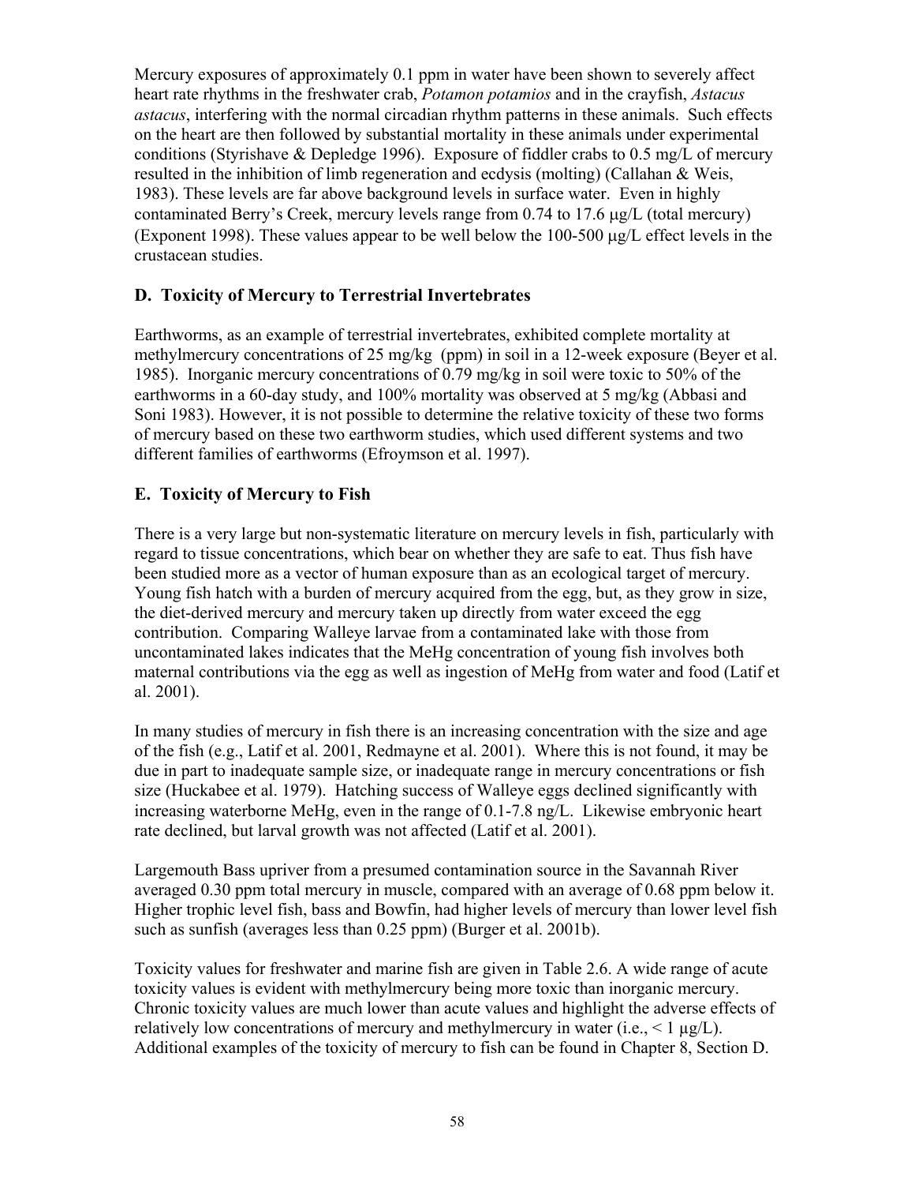Mercury exposures of approximately 0.1 ppm in water have been shown to severely affect heart rate rhythms in the freshwater crab, *Potamon potamios* and in the crayfish, *Astacus astacus*, interfering with the normal circadian rhythm patterns in these animals. Such effects on the heart are then followed by substantial mortality in these animals under experimental conditions (Styrishave & Depledge 1996). Exposure of fiddler crabs to 0.5 mg/L of mercury resulted in the inhibition of limb regeneration and ecdysis (molting) (Callahan & Weis, 1983). These levels are far above background levels in surface water. Even in highly contaminated Berry's Creek, mercury levels range from 0.74 to 17.6 μg/L (total mercury) (Exponent 1998). These values appear to be well below the 100-500 μg/L effect levels in the crustacean studies.

## D. Toxicity of Mercury to Terrestrial Invertebrates

Earthworms, as an example of terrestrial invertebrates, exhibited complete mortality at methylmercury concentrations of 25 mg/kg (ppm) in soil in a 12-week exposure (Beyer et al. 1985). Inorganic mercury concentrations of 0.79 mg/kg in soil were toxic to 50% of the earthworms in a 60-day study, and 100% mortality was observed at 5 mg/kg (Abbasi and Soni 1983). However, it is not possible to determine the relative toxicity of these two forms of mercury based on these two earthworm studies, which used different systems and two different families of earthworms (Efroymson et al. 1997).

## E. Toxicity of Mercury to Fish

There is a very large but non-systematic literature on mercury levels in fish, particularly with regard to tissue concentrations, which bear on whether they are safe to eat. Thus fish have been studied more as a vector of human exposure than as an ecological target of mercury. Young fish hatch with a burden of mercury acquired from the egg, but, as they grow in size, the diet-derived mercury and mercury taken up directly from water exceed the egg contribution. Comparing Walleye larvae from a contaminated lake with those from uncontaminated lakes indicates that the MeHg concentration of young fish involves both maternal contributions via the egg as well as ingestion of MeHg from water and food (Latif et al. 2001).

In many studies of mercury in fish there is an increasing concentration with the size and age of the fish (e.g., Latif et al. 2001, Redmayne et al. 2001). Where this is not found, it may be due in part to inadequate sample size, or inadequate range in mercury concentrations or fish size (Huckabee et al. 1979). Hatching success of Walleye eggs declined significantly with increasing waterborne MeHg, even in the range of 0.1-7.8 ng/L. Likewise embryonic heart rate declined, but larval growth was not affected (Latif et al. 2001).

Largemouth Bass upriver from a presumed contamination source in the Savannah River averaged 0.30 ppm total mercury in muscle, compared with an average of 0.68 ppm below it. Higher trophic level fish, bass and Bowfin, had higher levels of mercury than lower level fish such as sunfish (averages less than 0.25 ppm) (Burger et al. 2001b).

Toxicity values for freshwater and marine fish are given in Table 2.6. A wide range of acute toxicity values is evident with methylmercury being more toxic than inorganic mercury. Chronic toxicity values are much lower than acute values and highlight the adverse effects of relatively low concentrations of mercury and methylmercury in water (i.e., < 1 μg/L). Additional examples of the toxicity of mercury to fish can be found in Chapter 8, Section D.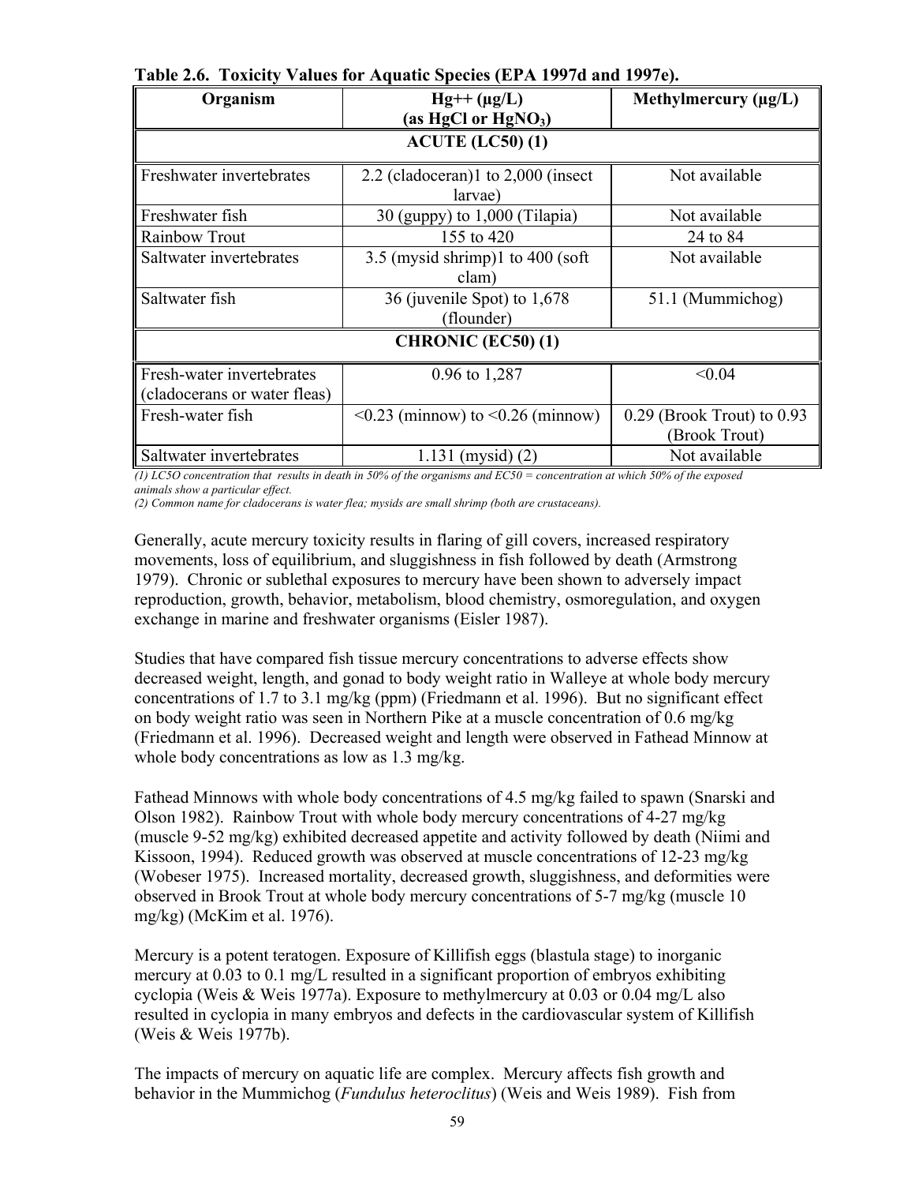**Table 2.6. Toxicity Values for Aquatic Species (EPA 1997d and 1997e).**

| Organism | $Hg^{++}$ (µg/L) (as HgCl or $HgNO_3$) | Methylmercury (µg/L) |
|---|---|---|
| **ACUTE (LC50) (1)** | | |
| Freshwater invertebrates | 2.2 (cladoceran)1 to 2,000 (insect larvae) | Not available |
| Freshwater fish | 30 (guppy) to 1,000 (Tilapia) | Not available |
| Rainbow Trout | 155 to 420 | 24 to 84 |
| Saltwater invertebrates | 3.5 (mysid shrimp)1 to 400 (soft clam) | Not available |
| Saltwater fish | 36 (juvenile Spot) to 1,678 (flounder) | 51.1 (Mummichog) |
| **CHRONIC (EC50) (1)** | | |
| Fresh-water invertebrates (cladocerans or water fleas) | 0.96 to 1,287 | <0.04 |
| Fresh-water fish | <0.23 (minnow) to <0.26 (minnow) | 0.29 (Brook Trout) to 0.93 (Brook Trout) |
| Saltwater invertebrates | 1.131 (mysid) (2) | Not available |

*(1) LC5O concentration that results in death in 50% of the organisms and EC50 = concentration at which 50% of the exposed animals show a particular effect.*
*(2) Common name for cladocerans is water flea; mysids are small shrimp (both are crustaceans).*

Generally, acute mercury toxicity results in flaring of gill covers, increased respiratory movements, loss of equilibrium, and sluggishness in fish followed by death (Armstrong 1979). Chronic or sublethal exposures to mercury have been shown to adversely impact reproduction, growth, behavior, metabolism, blood chemistry, osmoregulation, and oxygen exchange in marine and freshwater organisms (Eisler 1987).

Studies that have compared fish tissue mercury concentrations to adverse effects show decreased weight, length, and gonad to body weight ratio in Walleye at whole body mercury concentrations of 1.7 to 3.1 mg/kg (ppm) (Friedmann et al. 1996). But no significant effect on body weight ratio was seen in Northern Pike at a muscle concentration of 0.6 mg/kg (Friedmann et al. 1996). Decreased weight and length were observed in Fathead Minnow at whole body concentrations as low as 1.3 mg/kg.

Fathead Minnows with whole body concentrations of 4.5 mg/kg failed to spawn (Snarski and Olson 1982). Rainbow Trout with whole body mercury concentrations of 4-27 mg/kg (muscle 9-52 mg/kg) exhibited decreased appetite and activity followed by death (Niimi and Kissoon, 1994). Reduced growth was observed at muscle concentrations of 12-23 mg/kg (Wobeser 1975). Increased mortality, decreased growth, sluggishness, and deformities were observed in Brook Trout at whole body mercury concentrations of 5-7 mg/kg (muscle 10 mg/kg) (McKim et al. 1976).

Mercury is a potent teratogen. Exposure of Killifish eggs (blastula stage) to inorganic mercury at 0.03 to 0.1 mg/L resulted in a significant proportion of embryos exhibiting cyclopia (Weis & Weis 1977a). Exposure to methylmercury at 0.03 or 0.04 mg/L also resulted in cyclopia in many embryos and defects in the cardiovascular system of Killifish (Weis & Weis 1977b).

The impacts of mercury on aquatic life are complex. Mercury affects fish growth and behavior in the Mummichog (*Fundulus heteroclitus*) (Weis and Weis 1989). Fish from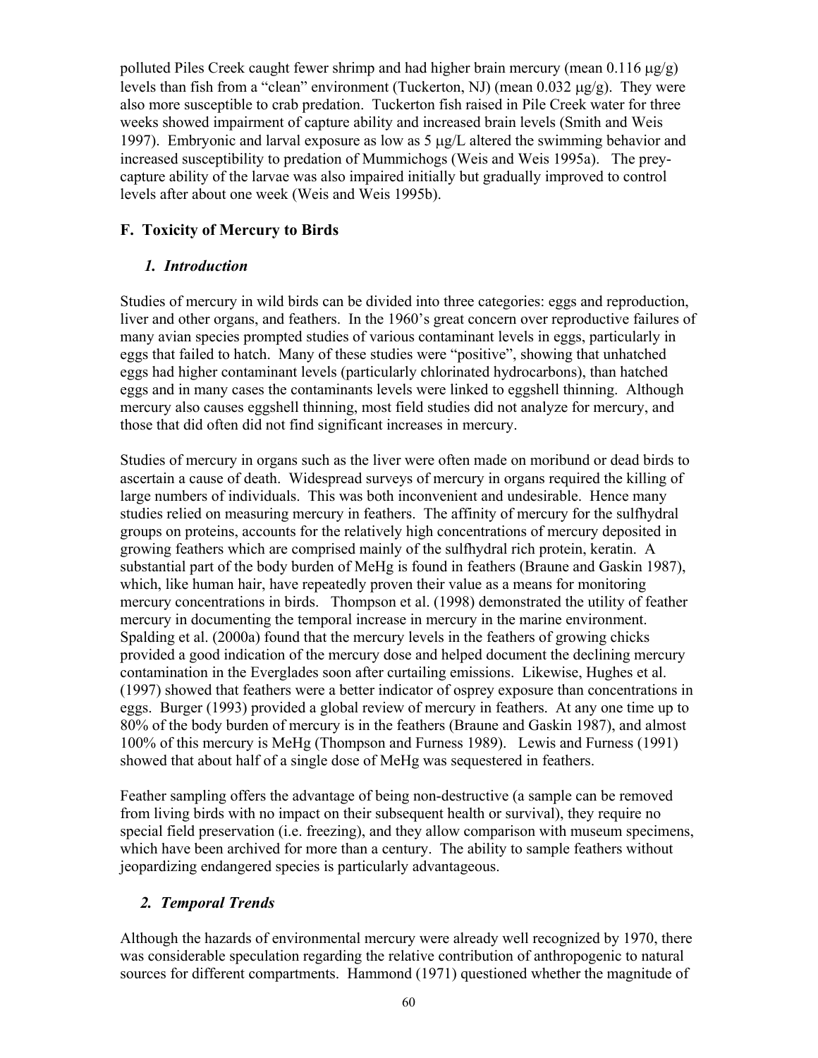polluted Piles Creek caught fewer shrimp and had higher brain mercury (mean 0.116 μg/g) levels than fish from a "clean" environment (Tuckerton, NJ) (mean 0.032 μg/g). They were also more susceptible to crab predation. Tuckerton fish raised in Pile Creek water for three weeks showed impairment of capture ability and increased brain levels (Smith and Weis 1997). Embryonic and larval exposure as low as 5 μg/L altered the swimming behavior and increased susceptibility to predation of Mummichogs (Weis and Weis 1995a). The prey-capture ability of the larvae was also impaired initially but gradually improved to control levels after about one week (Weis and Weis 1995b).

## F. Toxicity of Mercury to Birds

### *1. Introduction*

Studies of mercury in wild birds can be divided into three categories: eggs and reproduction, liver and other organs, and feathers. In the 1960's great concern over reproductive failures of many avian species prompted studies of various contaminant levels in eggs, particularly in eggs that failed to hatch. Many of these studies were "positive", showing that unhatched eggs had higher contaminant levels (particularly chlorinated hydrocarbons), than hatched eggs and in many cases the contaminants levels were linked to eggshell thinning. Although mercury also causes eggshell thinning, most field studies did not analyze for mercury, and those that did often did not find significant increases in mercury.

Studies of mercury in organs such as the liver were often made on moribund or dead birds to ascertain a cause of death. Widespread surveys of mercury in organs required the killing of large numbers of individuals. This was both inconvenient and undesirable. Hence many studies relied on measuring mercury in feathers. The affinity of mercury for the sulfhydral groups on proteins, accounts for the relatively high concentrations of mercury deposited in growing feathers which are comprised mainly of the sulfhydral rich protein, keratin. A substantial part of the body burden of MeHg is found in feathers (Braune and Gaskin 1987), which, like human hair, have repeatedly proven their value as a means for monitoring mercury concentrations in birds. Thompson et al. (1998) demonstrated the utility of feather mercury in documenting the temporal increase in mercury in the marine environment. Spalding et al. (2000a) found that the mercury levels in the feathers of growing chicks provided a good indication of the mercury dose and helped document the declining mercury contamination in the Everglades soon after curtailing emissions. Likewise, Hughes et al. (1997) showed that feathers were a better indicator of osprey exposure than concentrations in eggs. Burger (1993) provided a global review of mercury in feathers. At any one time up to 80% of the body burden of mercury is in the feathers (Braune and Gaskin 1987), and almost 100% of this mercury is MeHg (Thompson and Furness 1989). Lewis and Furness (1991) showed that about half of a single dose of MeHg was sequestered in feathers.

Feather sampling offers the advantage of being non-destructive (a sample can be removed from living birds with no impact on their subsequent health or survival), they require no special field preservation (i.e. freezing), and they allow comparison with museum specimens, which have been archived for more than a century. The ability to sample feathers without jeopardizing endangered species is particularly advantageous.

### *2. Temporal Trends*

Although the hazards of environmental mercury were already well recognized by 1970, there was considerable speculation regarding the relative contribution of anthropogenic to natural sources for different compartments. Hammond (1971) questioned whether the magnitude of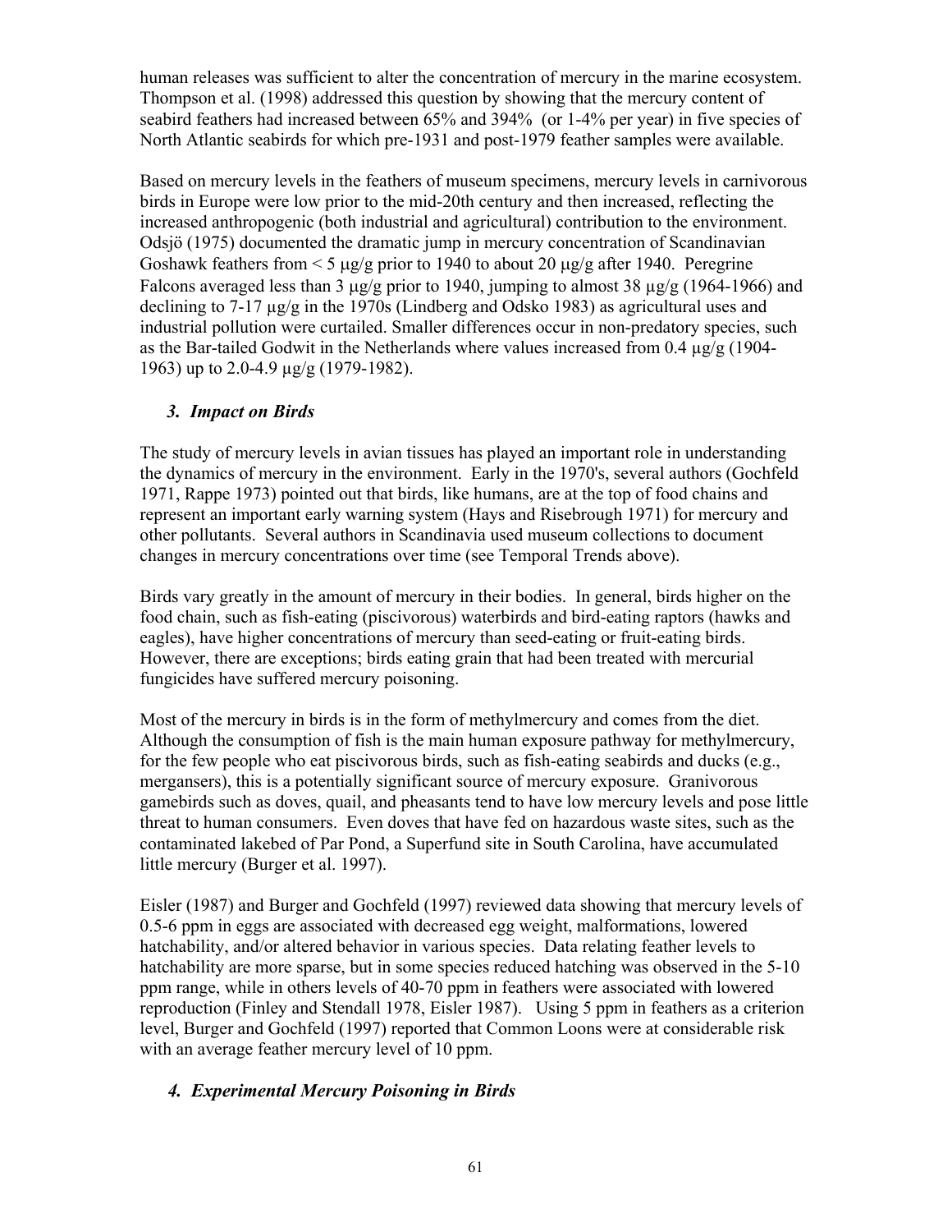human releases was sufficient to alter the concentration of mercury in the marine ecosystem. Thompson et al. (1998) addressed this question by showing that the mercury content of seabird feathers had increased between 65% and 394% (or 1-4% per year) in five species of North Atlantic seabirds for which pre-1931 and post-1979 feather samples were available.

Based on mercury levels in the feathers of museum specimens, mercury levels in carnivorous birds in Europe were low prior to the mid-20th century and then increased, reflecting the increased anthropogenic (both industrial and agricultural) contribution to the environment. Odsjö (1975) documented the dramatic jump in mercury concentration of Scandinavian Goshawk feathers from < 5 μg/g prior to 1940 to about 20 μg/g after 1940. Peregrine Falcons averaged less than 3 μg/g prior to 1940, jumping to almost 38 μg/g (1964-1966) and declining to 7-17 μg/g in the 1970s (Lindberg and Odsko 1983) as agricultural uses and industrial pollution were curtailed. Smaller differences occur in non-predatory species, such as the Bar-tailed Godwit in the Netherlands where values increased from 0.4 μg/g (1904-1963) up to 2.0-4.9 μg/g (1979-1982).

### *3. Impact on Birds*

The study of mercury levels in avian tissues has played an important role in understanding the dynamics of mercury in the environment. Early in the 1970's, several authors (Gochfeld 1971, Rappe 1973) pointed out that birds, like humans, are at the top of food chains and represent an important early warning system (Hays and Risebrough 1971) for mercury and other pollutants. Several authors in Scandinavia used museum collections to document changes in mercury concentrations over time (see Temporal Trends above).

Birds vary greatly in the amount of mercury in their bodies. In general, birds higher on the food chain, such as fish-eating (piscivorous) waterbirds and bird-eating raptors (hawks and eagles), have higher concentrations of mercury than seed-eating or fruit-eating birds. However, there are exceptions; birds eating grain that had been treated with mercurial fungicides have suffered mercury poisoning.

Most of the mercury in birds is in the form of methylmercury and comes from the diet. Although the consumption of fish is the main human exposure pathway for methylmercury, for the few people who eat piscivorous birds, such as fish-eating seabirds and ducks (e.g., mergansers), this is a potentially significant source of mercury exposure. Granivorous gamebirds such as doves, quail, and pheasants tend to have low mercury levels and pose little threat to human consumers. Even doves that have fed on hazardous waste sites, such as the contaminated lakebed of Par Pond, a Superfund site in South Carolina, have accumulated little mercury (Burger et al. 1997).

Eisler (1987) and Burger and Gochfeld (1997) reviewed data showing that mercury levels of 0.5-6 ppm in eggs are associated with decreased egg weight, malformations, lowered hatchability, and/or altered behavior in various species. Data relating feather levels to hatchability are more sparse, but in some species reduced hatching was observed in the 5-10 ppm range, while in others levels of 40-70 ppm in feathers were associated with lowered reproduction (Finley and Stendall 1978, Eisler 1987). Using 5 ppm in feathers as a criterion level, Burger and Gochfeld (1997) reported that Common Loons were at considerable risk with an average feather mercury level of 10 ppm.

### *4. Experimental Mercury Poisoning in Birds*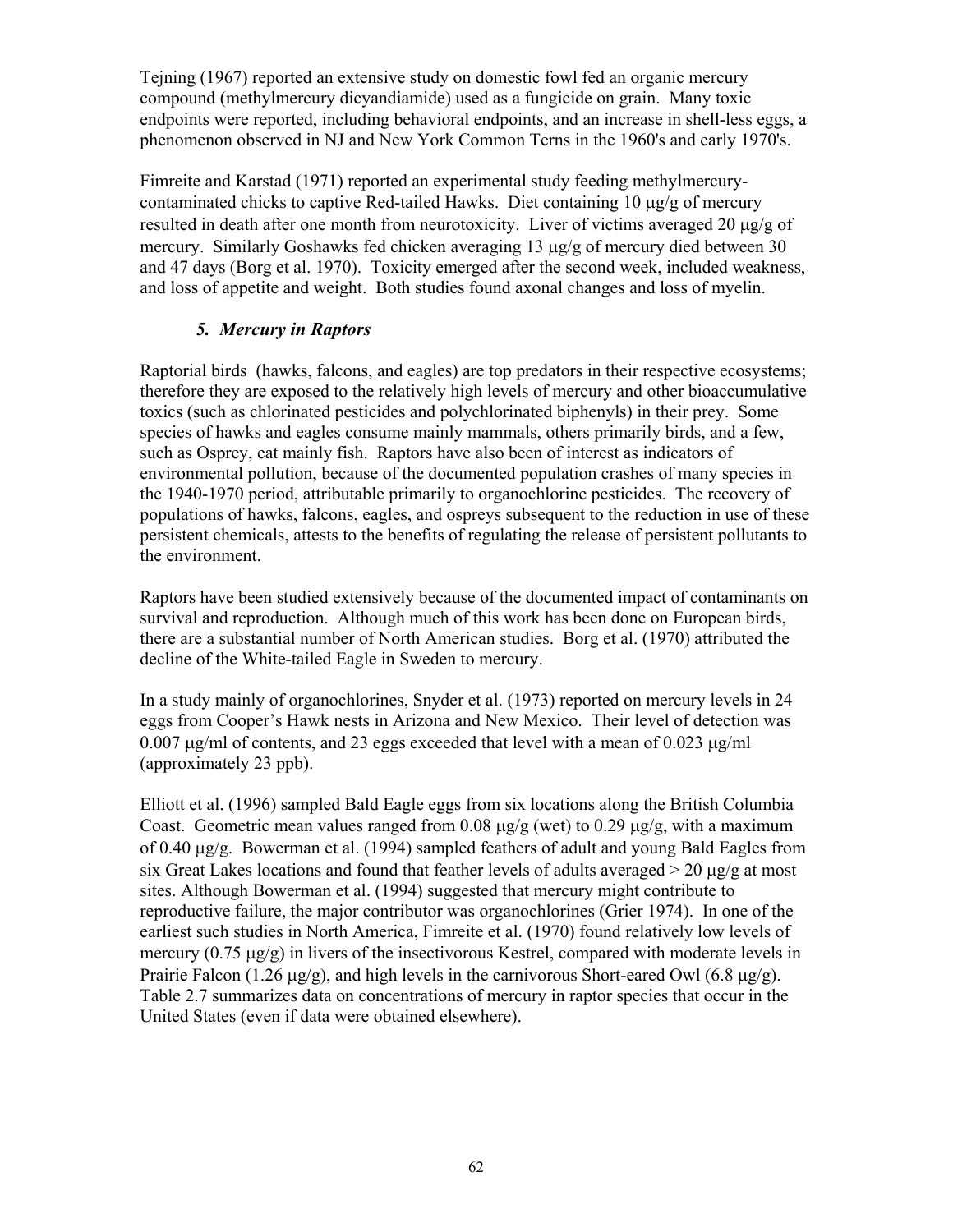Tejning (1967) reported an extensive study on domestic fowl fed an organic mercury compound (methylmercury dicyandiamide) used as a fungicide on grain. Many toxic endpoints were reported, including behavioral endpoints, and an increase in shell-less eggs, a phenomenon observed in NJ and New York Common Terns in the 1960's and early 1970's.

Fimreite and Karstad (1971) reported an experimental study feeding methylmercury-contaminated chicks to captive Red-tailed Hawks. Diet containing 10 μg/g of mercury resulted in death after one month from neurotoxicity. Liver of victims averaged 20 μg/g of mercury. Similarly Goshawks fed chicken averaging 13 μg/g of mercury died between 30 and 47 days (Borg et al. 1970). Toxicity emerged after the second week, included weakness, and loss of appetite and weight. Both studies found axonal changes and loss of myelin.

### *5. Mercury in Raptors*

Raptorial birds (hawks, falcons, and eagles) are top predators in their respective ecosystems; therefore they are exposed to the relatively high levels of mercury and other bioaccumulative toxics (such as chlorinated pesticides and polychlorinated biphenyls) in their prey. Some species of hawks and eagles consume mainly mammals, others primarily birds, and a few, such as Osprey, eat mainly fish. Raptors have also been of interest as indicators of environmental pollution, because of the documented population crashes of many species in the 1940-1970 period, attributable primarily to organochlorine pesticides. The recovery of populations of hawks, falcons, eagles, and ospreys subsequent to the reduction in use of these persistent chemicals, attests to the benefits of regulating the release of persistent pollutants to the environment.

Raptors have been studied extensively because of the documented impact of contaminants on survival and reproduction. Although much of this work has been done on European birds, there are a substantial number of North American studies. Borg et al. (1970) attributed the decline of the White-tailed Eagle in Sweden to mercury.

In a study mainly of organochlorines, Snyder et al. (1973) reported on mercury levels in 24 eggs from Cooper's Hawk nests in Arizona and New Mexico. Their level of detection was 0.007 μg/ml of contents, and 23 eggs exceeded that level with a mean of 0.023 μg/ml (approximately 23 ppb).

Elliott et al. (1996) sampled Bald Eagle eggs from six locations along the British Columbia Coast. Geometric mean values ranged from 0.08 μg/g (wet) to 0.29 μg/g, with a maximum of 0.40 μg/g. Bowerman et al. (1994) sampled feathers of adult and young Bald Eagles from six Great Lakes locations and found that feather levels of adults averaged > 20 μg/g at most sites. Although Bowerman et al. (1994) suggested that mercury might contribute to reproductive failure, the major contributor was organochlorines (Grier 1974). In one of the earliest such studies in North America, Fimreite et al. (1970) found relatively low levels of mercury (0.75 μg/g) in livers of the insectivorous Kestrel, compared with moderate levels in Prairie Falcon (1.26 μg/g), and high levels in the carnivorous Short-eared Owl (6.8 μg/g). Table 2.7 summarizes data on concentrations of mercury in raptor species that occur in the United States (even if data were obtained elsewhere).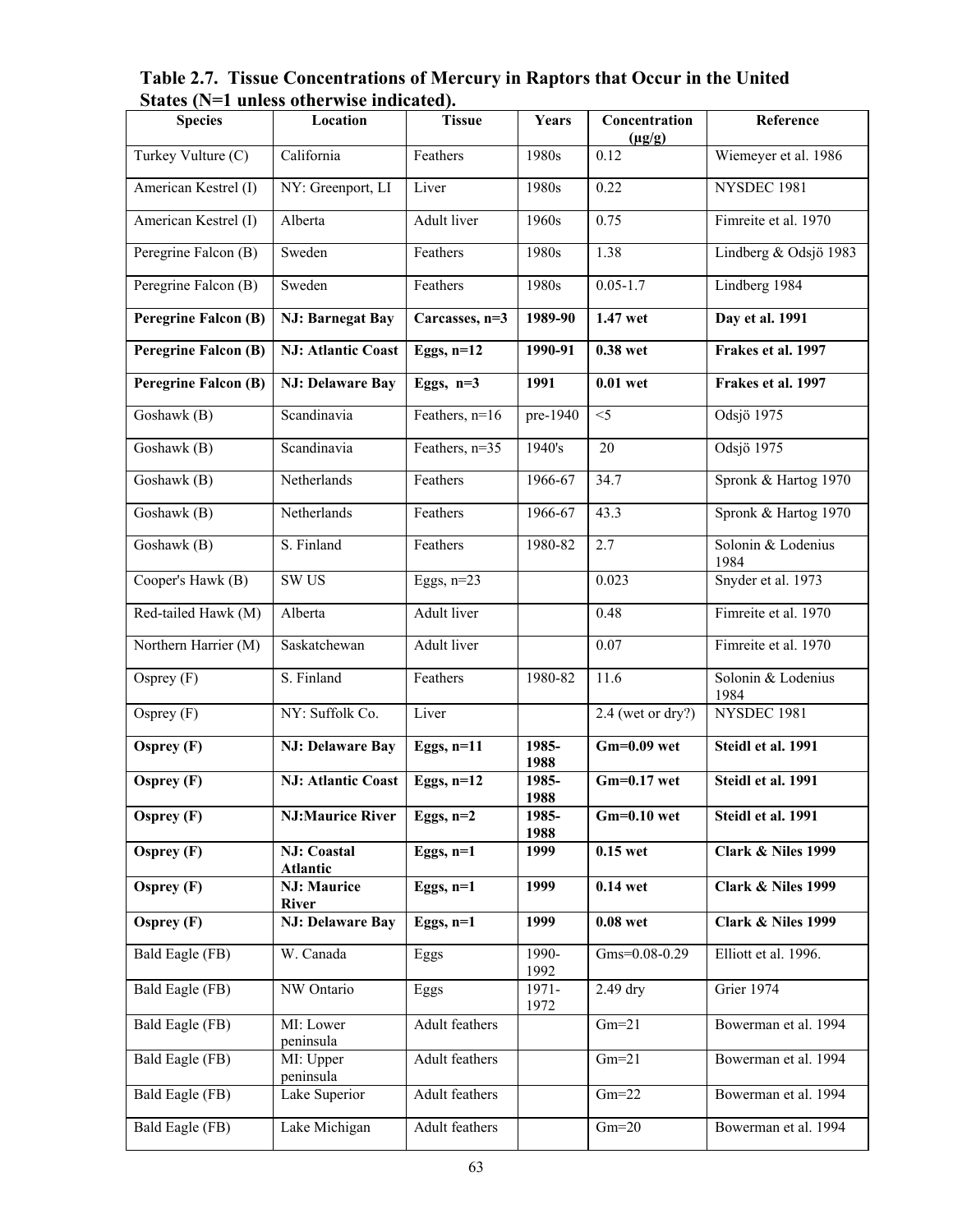**Table 2.7. Tissue Concentrations of Mercury in Raptors that Occur in the United States (N=1 unless otherwise indicated).**

| Species | Location | Tissue | Years | Concentration (µg/g) | Reference |
|---|---|---|---|---|---|
| Turkey Vulture (C) | California | Feathers | 1980s | 0.12 | Wiemeyer et al. 1986 |
| American Kestrel (I) | NY: Greenport, LI | Liver | 1980s | 0.22 | NYSDEC 1981 |
| American Kestrel (I) | Alberta | Adult liver | 1960s | 0.75 | Fimreite et al. 1970 |
| Peregrine Falcon (B) | Sweden | Feathers | 1980s | 1.38 | Lindberg & Odsjö 1983 |
| Peregrine Falcon (B) | Sweden | Feathers | 1980s | 0.05-1.7 | Lindberg 1984 |
| **Peregrine Falcon (B)** | **NJ: Barnegat Bay** | **Carcasses, n=3** | **1989-90** | **1.47 wet** | **Day et al. 1991** |
| **Peregrine Falcon (B)** | **NJ: Atlantic Coast** | **Eggs, n=12** | **1990-91** | **0.38 wet** | **Frakes et al. 1997** |
| **Peregrine Falcon (B)** | **NJ: Delaware Bay** | **Eggs, n=3** | **1991** | **0.01 wet** | **Frakes et al. 1997** |
| Goshawk (B) | Scandinavia | Feathers, n=16 | pre-1940 | <5 | Odsjö 1975 |
| Goshawk (B) | Scandinavia | Feathers, n=35 | 1940's | 20 | Odsjö 1975 |
| Goshawk (B) | Netherlands | Feathers | 1966-67 | 34.7 | Spronk & Hartog 1970 |
| Goshawk (B) | Netherlands | Feathers | 1966-67 | 43.3 | Spronk & Hartog 1970 |
| Goshawk (B) | S. Finland | Feathers | 1980-82 | 2.7 | Solonin & Lodenius 1984 |
| Cooper's Hawk (B) | SW US | Eggs, n=23 | | 0.023 | Snyder et al. 1973 |
| Red-tailed Hawk (M) | Alberta | Adult liver | | 0.48 | Fimreite et al. 1970 |
| Northern Harrier (M) | Saskatchewan | Adult liver | | 0.07 | Fimreite et al. 1970 |
| Osprey (F) | S. Finland | Feathers | 1980-82 | 11.6 | Solonin & Lodenius 1984 |
| Osprey (F) | NY: Suffolk Co. | Liver | | 2.4 (wet or dry?) | NYSDEC 1981 |
| **Osprey (F)** | **NJ: Delaware Bay** | **Eggs, n=11** | **1985-1988** | **Gm=0.09 wet** | **Steidl et al. 1991** |
| **Osprey (F)** | **NJ: Atlantic Coast** | **Eggs, n=12** | **1985-1988** | **Gm=0.17 wet** | **Steidl et al. 1991** |
| **Osprey (F)** | **NJ:Maurice River** | **Eggs, n=2** | **1985-1988** | **Gm=0.10 wet** | **Steidl et al. 1991** |
| **Osprey (F)** | **NJ: Coastal Atlantic** | **Eggs, n=1** | **1999** | **0.15 wet** | **Clark & Niles 1999** |
| **Osprey (F)** | **NJ: Maurice River** | **Eggs, n=1** | **1999** | **0.14 wet** | **Clark & Niles 1999** |
| **Osprey (F)** | **NJ: Delaware Bay** | **Eggs, n=1** | **1999** | **0.08 wet** | **Clark & Niles 1999** |
| Bald Eagle (FB) | W. Canada | Eggs | 1990-1992 | Gms=0.08-0.29 | Elliott et al. 1996. |
| Bald Eagle (FB) | NW Ontario | Eggs | 1971-1972 | 2.49 dry | Grier 1974 |
| Bald Eagle (FB) | MI: Lower peninsula | Adult feathers | | Gm=21 | Bowerman et al. 1994 |
| Bald Eagle (FB) | MI: Upper peninsula | Adult feathers | | Gm=21 | Bowerman et al. 1994 |
| Bald Eagle (FB) | Lake Superior | Adult feathers | | Gm=22 | Bowerman et al. 1994 |
| Bald Eagle (FB) | Lake Michigan | Adult feathers | | Gm=20 | Bowerman et al. 1994 |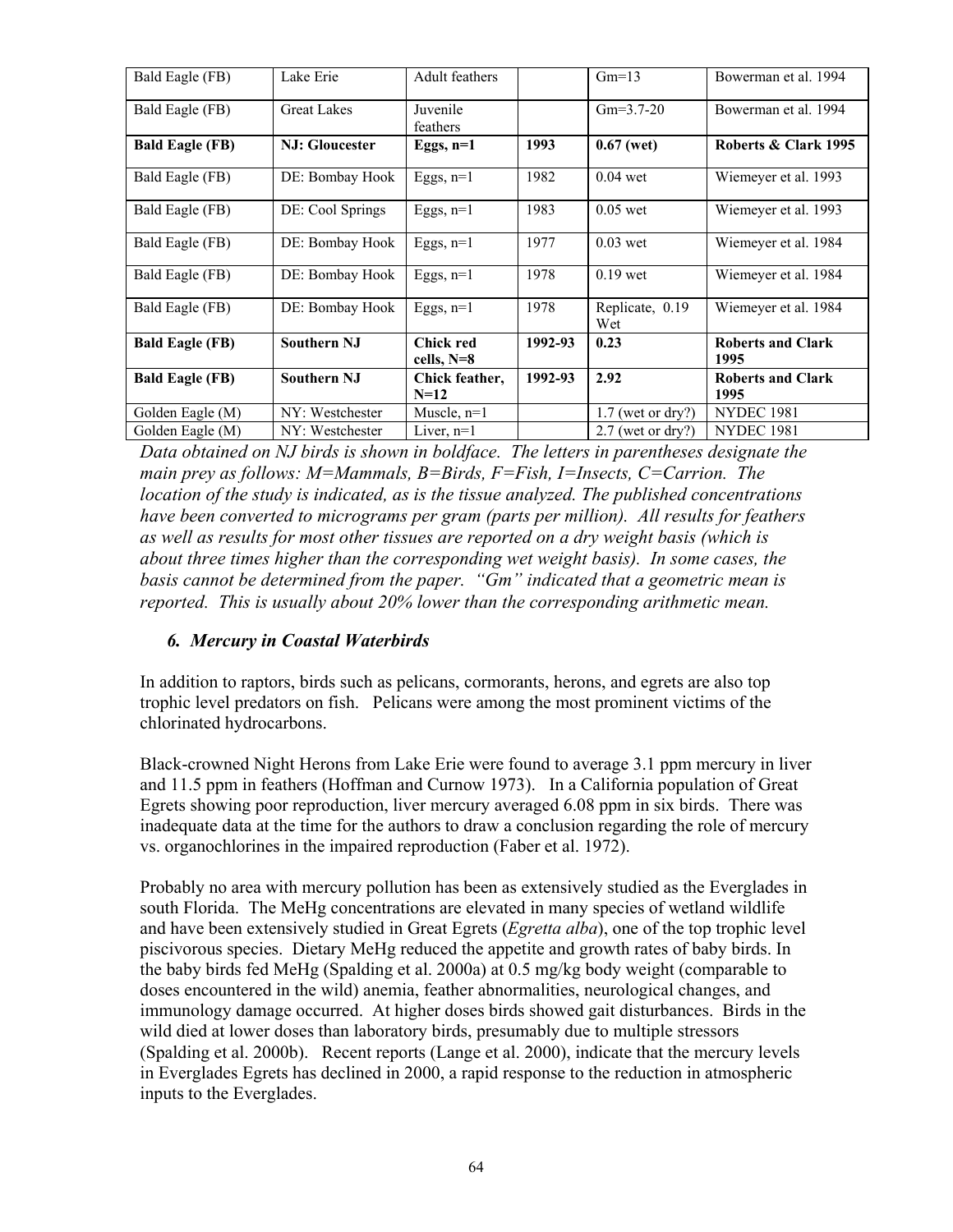| Bald Eagle (FB) | Lake Erie | Adult feathers | | Gm=13 | Bowerman et al. 1994 |
|---|---|---|---|---|---|
| Bald Eagle (FB) | Great Lakes | Juvenile feathers | | Gm=3.7-20 | Bowerman et al. 1994 |
| **Bald Eagle (FB)** | **NJ: Gloucester** | **Eggs, n=1** | **1993** | **0.67 (wet)** | **Roberts & Clark 1995** |
| Bald Eagle (FB) | DE: Bombay Hook | Eggs, n=1 | 1982 | 0.04 wet | Wiemeyer et al. 1993 |
| Bald Eagle (FB) | DE: Cool Springs | Eggs, n=1 | 1983 | 0.05 wet | Wiemeyer et al. 1993 |
| Bald Eagle (FB) | DE: Bombay Hook | Eggs, n=1 | 1977 | 0.03 wet | Wiemeyer et al. 1984 |
| Bald Eagle (FB) | DE: Bombay Hook | Eggs, n=1 | 1978 | 0.19 wet | Wiemeyer et al. 1984 |
| Bald Eagle (FB) | DE: Bombay Hook | Eggs, n=1 | 1978 | Replicate, 0.19 Wet | Wiemeyer et al. 1984 |
| **Bald Eagle (FB)** | **Southern NJ** | **Chick red cells, N=8** | **1992-93** | **0.23** | **Roberts and Clark 1995** |
| **Bald Eagle (FB)** | **Southern NJ** | **Chick feather, N=12** | **1992-93** | **2.92** | **Roberts and Clark 1995** |
| Golden Eagle (M) | NY: Westchester | Muscle, n=1 | | 1.7 (wet or dry?) | NYDEC 1981 |
| Golden Eagle (M) | NY: Westchester | Liver, n=1 | | 2.7 (wet or dry?) | NYDEC 1981 |

*Data obtained on NJ birds is shown in boldface. The letters in parentheses designate the main prey as follows: M=Mammals, B=Birds, F=Fish, I=Insects, C=Carrion. The location of the study is indicated, as is the tissue analyzed. The published concentrations have been converted to micrograms per gram (parts per million). All results for feathers as well as results for most other tissues are reported on a dry weight basis (which is about three times higher than the corresponding wet weight basis). In some cases, the basis cannot be determined from the paper. "Gm" indicated that a geometric mean is reported. This is usually about 20% lower than the corresponding arithmetic mean.*

### *6. Mercury in Coastal Waterbirds*

In addition to raptors, birds such as pelicans, cormorants, herons, and egrets are also top trophic level predators on fish. Pelicans were among the most prominent victims of the chlorinated hydrocarbons.

Black-crowned Night Herons from Lake Erie were found to average 3.1 ppm mercury in liver and 11.5 ppm in feathers (Hoffman and Curnow 1973). In a California population of Great Egrets showing poor reproduction, liver mercury averaged 6.08 ppm in six birds. There was inadequate data at the time for the authors to draw a conclusion regarding the role of mercury vs. organochlorines in the impaired reproduction (Faber et al. 1972).

Probably no area with mercury pollution has been as extensively studied as the Everglades in south Florida. The MeHg concentrations are elevated in many species of wetland wildlife and have been extensively studied in Great Egrets (*Egretta alba*), one of the top trophic level piscivorous species. Dietary MeHg reduced the appetite and growth rates of baby birds. In the baby birds fed MeHg (Spalding et al. 2000a) at 0.5 mg/kg body weight (comparable to doses encountered in the wild) anemia, feather abnormalities, neurological changes, and immunology damage occurred. At higher doses birds showed gait disturbances. Birds in the wild died at lower doses than laboratory birds, presumably due to multiple stressors (Spalding et al. 2000b). Recent reports (Lange et al. 2000), indicate that the mercury levels in Everglades Egrets has declined in 2000, a rapid response to the reduction in atmospheric inputs to the Everglades.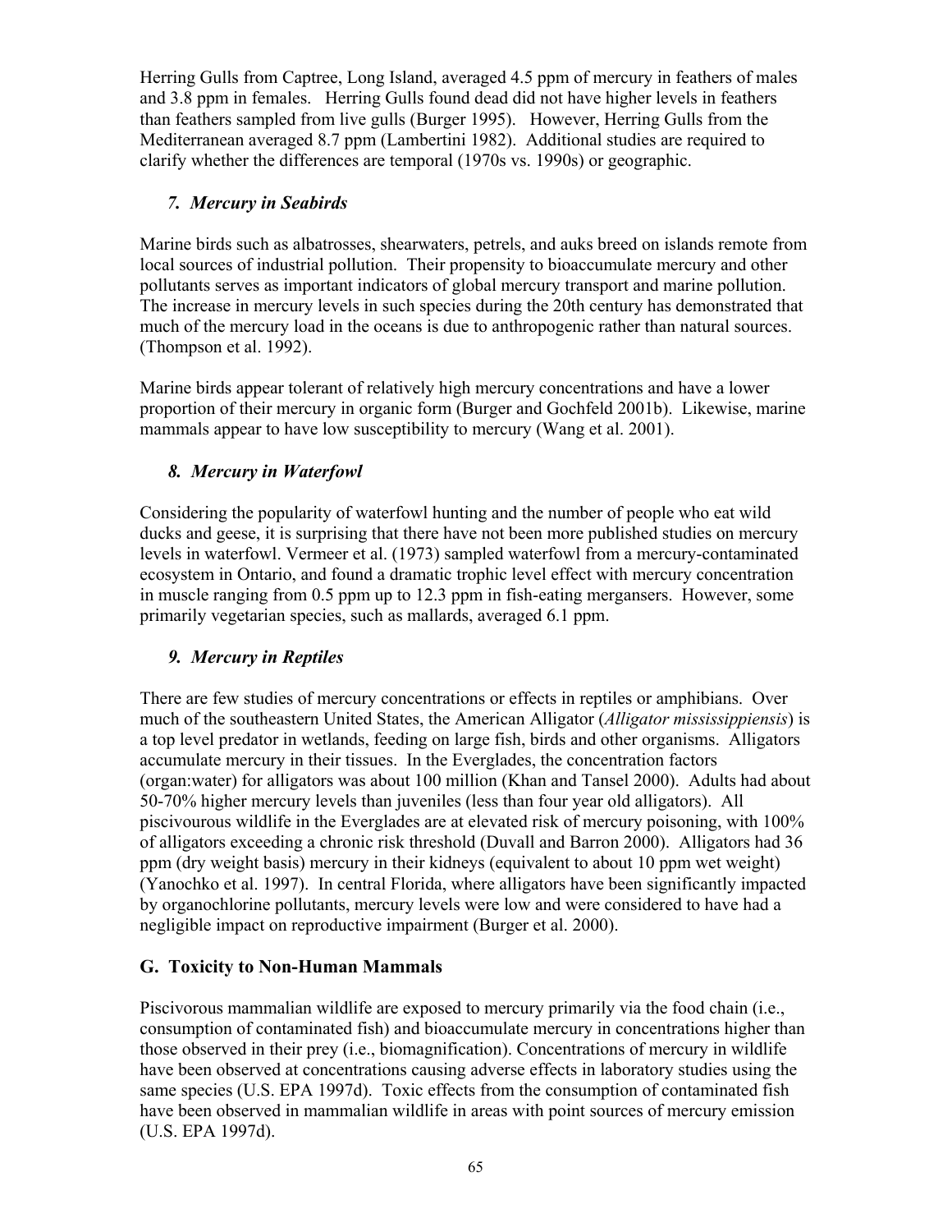Herring Gulls from Captree, Long Island, averaged 4.5 ppm of mercury in feathers of males and 3.8 ppm in females. Herring Gulls found dead did not have higher levels in feathers than feathers sampled from live gulls (Burger 1995). However, Herring Gulls from the Mediterranean averaged 8.7 ppm (Lambertini 1982). Additional studies are required to clarify whether the differences are temporal (1970s vs. 1990s) or geographic.

### *7. Mercury in Seabirds*

Marine birds such as albatrosses, shearwaters, petrels, and auks breed on islands remote from local sources of industrial pollution. Their propensity to bioaccumulate mercury and other pollutants serves as important indicators of global mercury transport and marine pollution. The increase in mercury levels in such species during the 20th century has demonstrated that much of the mercury load in the oceans is due to anthropogenic rather than natural sources. (Thompson et al. 1992).

Marine birds appear tolerant of relatively high mercury concentrations and have a lower proportion of their mercury in organic form (Burger and Gochfeld 2001b). Likewise, marine mammals appear to have low susceptibility to mercury (Wang et al. 2001).

### *8. Mercury in Waterfowl*

Considering the popularity of waterfowl hunting and the number of people who eat wild ducks and geese, it is surprising that there have not been more published studies on mercury levels in waterfowl. Vermeer et al. (1973) sampled waterfowl from a mercury-contaminated ecosystem in Ontario, and found a dramatic trophic level effect with mercury concentration in muscle ranging from 0.5 ppm up to 12.3 ppm in fish-eating mergansers. However, some primarily vegetarian species, such as mallards, averaged 6.1 ppm.

### *9. Mercury in Reptiles*

There are few studies of mercury concentrations or effects in reptiles or amphibians. Over much of the southeastern United States, the American Alligator (*Alligator mississippiensis*) is a top level predator in wetlands, feeding on large fish, birds and other organisms. Alligators accumulate mercury in their tissues. In the Everglades, the concentration factors (organ:water) for alligators was about 100 million (Khan and Tansel 2000). Adults had about 50-70% higher mercury levels than juveniles (less than four year old alligators). All piscivourous wildlife in the Everglades are at elevated risk of mercury poisoning, with 100% of alligators exceeding a chronic risk threshold (Duvall and Barron 2000). Alligators had 36 ppm (dry weight basis) mercury in their kidneys (equivalent to about 10 ppm wet weight) (Yanochko et al. 1997). In central Florida, where alligators have been significantly impacted by organochlorine pollutants, mercury levels were low and were considered to have had a negligible impact on reproductive impairment (Burger et al. 2000).

## G. Toxicity to Non-Human Mammals

Piscivorous mammalian wildlife are exposed to mercury primarily via the food chain (i.e., consumption of contaminated fish) and bioaccumulate mercury in concentrations higher than those observed in their prey (i.e., biomagnification). Concentrations of mercury in wildlife have been observed at concentrations causing adverse effects in laboratory studies using the same species (U.S. EPA 1997d). Toxic effects from the consumption of contaminated fish have been observed in mammalian wildlife in areas with point sources of mercury emission (U.S. EPA 1997d).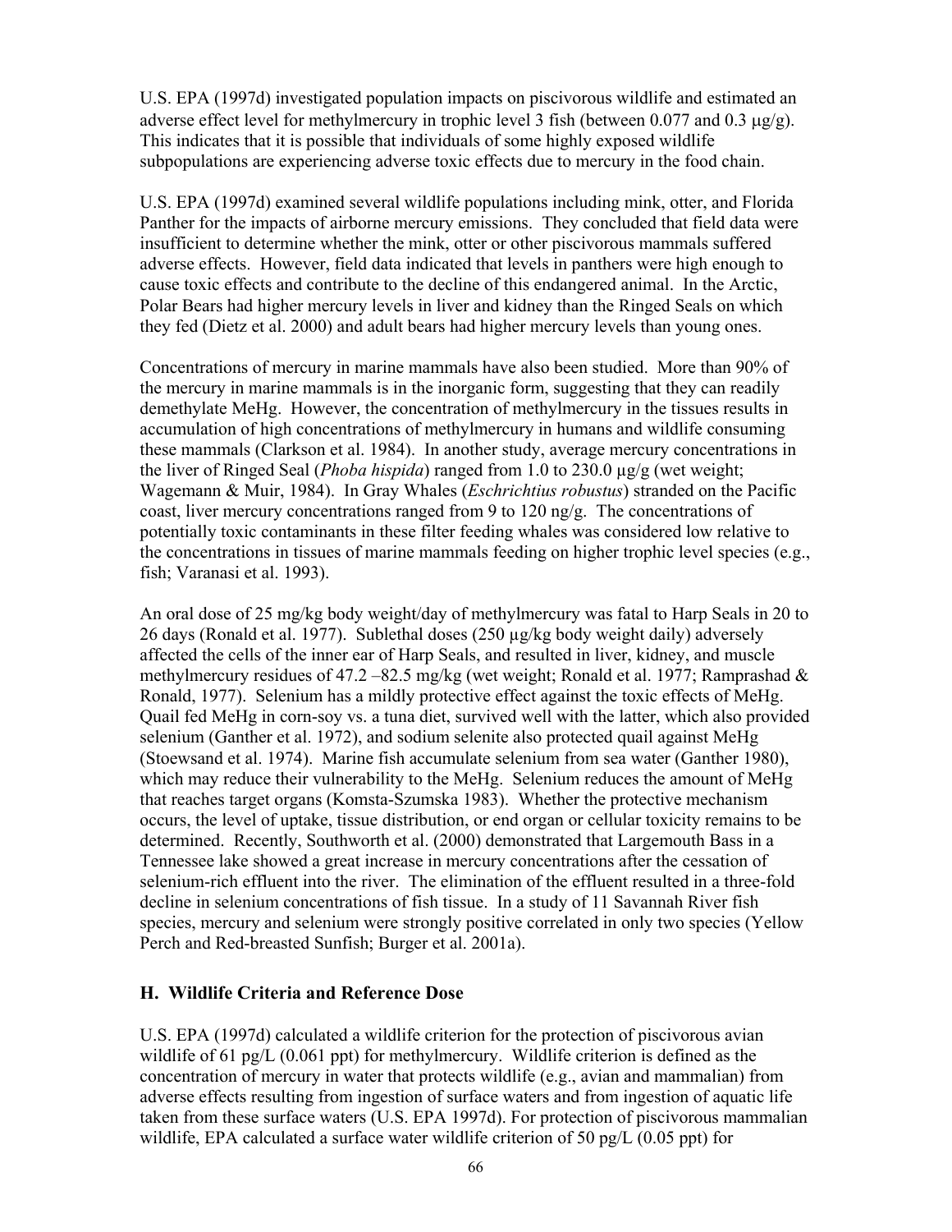U.S. EPA (1997d) investigated population impacts on piscivorous wildlife and estimated an adverse effect level for methylmercury in trophic level 3 fish (between 0.077 and 0.3 μg/g). This indicates that it is possible that individuals of some highly exposed wildlife subpopulations are experiencing adverse toxic effects due to mercury in the food chain.

U.S. EPA (1997d) examined several wildlife populations including mink, otter, and Florida Panther for the impacts of airborne mercury emissions. They concluded that field data were insufficient to determine whether the mink, otter or other piscivorous mammals suffered adverse effects. However, field data indicated that levels in panthers were high enough to cause toxic effects and contribute to the decline of this endangered animal. In the Arctic, Polar Bears had higher mercury levels in liver and kidney than the Ringed Seals on which they fed (Dietz et al. 2000) and adult bears had higher mercury levels than young ones.

Concentrations of mercury in marine mammals have also been studied. More than 90% of the mercury in marine mammals is in the inorganic form, suggesting that they can readily demethylate MeHg. However, the concentration of methylmercury in the tissues results in accumulation of high concentrations of methylmercury in humans and wildlife consuming these mammals (Clarkson et al. 1984). In another study, average mercury concentrations in the liver of Ringed Seal (*Phoba hispida*) ranged from 1.0 to 230.0 µg/g (wet weight; Wagemann & Muir, 1984). In Gray Whales (*Eschrichtius robustus*) stranded on the Pacific coast, liver mercury concentrations ranged from 9 to 120 ng/g. The concentrations of potentially toxic contaminants in these filter feeding whales was considered low relative to the concentrations in tissues of marine mammals feeding on higher trophic level species (e.g., fish; Varanasi et al. 1993).

An oral dose of 25 mg/kg body weight/day of methylmercury was fatal to Harp Seals in 20 to 26 days (Ronald et al. 1977). Sublethal doses (250 µg/kg body weight daily) adversely affected the cells of the inner ear of Harp Seals, and resulted in liver, kidney, and muscle methylmercury residues of 47.2 –82.5 mg/kg (wet weight; Ronald et al. 1977; Ramprashad & Ronald, 1977). Selenium has a mildly protective effect against the toxic effects of MeHg. Quail fed MeHg in corn-soy vs. a tuna diet, survived well with the latter, which also provided selenium (Ganther et al. 1972), and sodium selenite also protected quail against MeHg (Stoewsand et al. 1974). Marine fish accumulate selenium from sea water (Ganther 1980), which may reduce their vulnerability to the MeHg. Selenium reduces the amount of MeHg that reaches target organs (Komsta-Szumska 1983). Whether the protective mechanism occurs, the level of uptake, tissue distribution, or end organ or cellular toxicity remains to be determined. Recently, Southworth et al. (2000) demonstrated that Largemouth Bass in a Tennessee lake showed a great increase in mercury concentrations after the cessation of selenium-rich effluent into the river. The elimination of the effluent resulted in a three-fold decline in selenium concentrations of fish tissue. In a study of 11 Savannah River fish species, mercury and selenium were strongly positive correlated in only two species (Yellow Perch and Red-breasted Sunfish; Burger et al. 2001a).

## H. Wildlife Criteria and Reference Dose

U.S. EPA (1997d) calculated a wildlife criterion for the protection of piscivorous avian wildlife of 61 pg/L (0.061 ppt) for methylmercury. Wildlife criterion is defined as the concentration of mercury in water that protects wildlife (e.g., avian and mammalian) from adverse effects resulting from ingestion of surface waters and from ingestion of aquatic life taken from these surface waters (U.S. EPA 1997d). For protection of piscivorous mammalian wildlife, EPA calculated a surface water wildlife criterion of 50 pg/L (0.05 ppt) for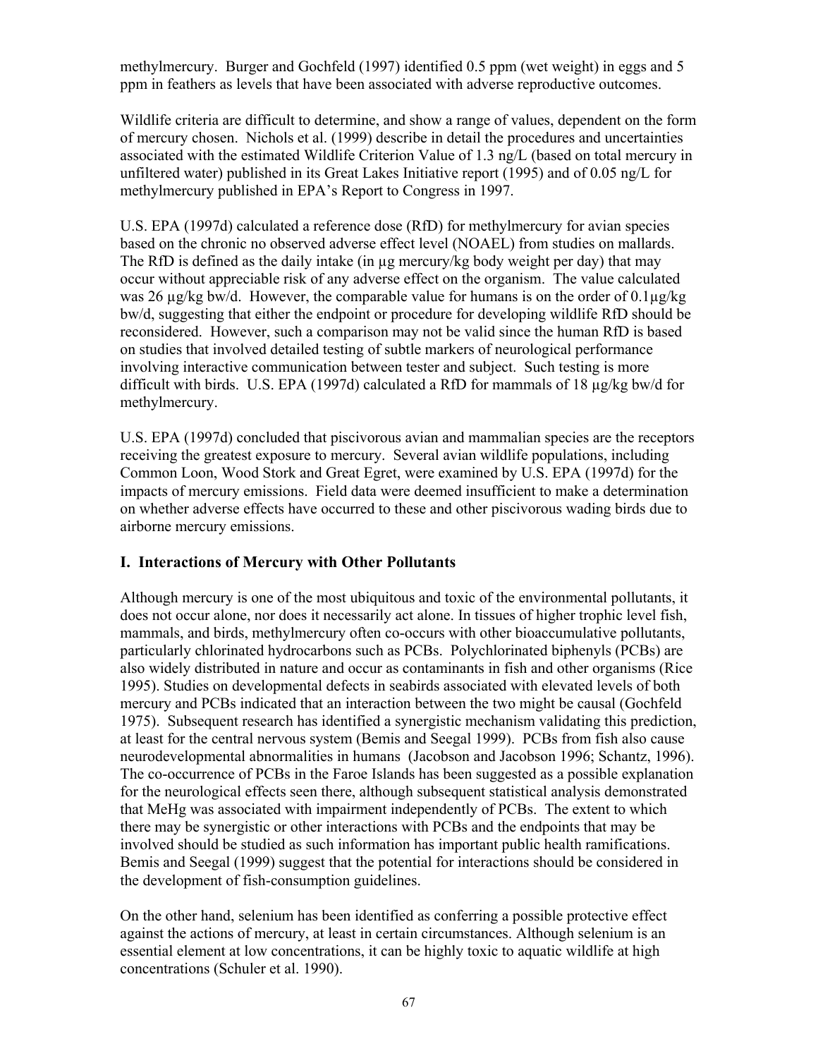methylmercury. Burger and Gochfeld (1997) identified 0.5 ppm (wet weight) in eggs and 5 ppm in feathers as levels that have been associated with adverse reproductive outcomes.

Wildlife criteria are difficult to determine, and show a range of values, dependent on the form of mercury chosen. Nichols et al. (1999) describe in detail the procedures and uncertainties associated with the estimated Wildlife Criterion Value of 1.3 ng/L (based on total mercury in unfiltered water) published in its Great Lakes Initiative report (1995) and of 0.05 ng/L for methylmercury published in EPA's Report to Congress in 1997.

U.S. EPA (1997d) calculated a reference dose (RfD) for methylmercury for avian species based on the chronic no observed adverse effect level (NOAEL) from studies on mallards. The RfD is defined as the daily intake (in µg mercury/kg body weight per day) that may occur without appreciable risk of any adverse effect on the organism. The value calculated was 26 µg/kg bw/d. However, the comparable value for humans is on the order of 0.1µg/kg bw/d, suggesting that either the endpoint or procedure for developing wildlife RfD should be reconsidered. However, such a comparison may not be valid since the human RfD is based on studies that involved detailed testing of subtle markers of neurological performance involving interactive communication between tester and subject. Such testing is more difficult with birds. U.S. EPA (1997d) calculated a RfD for mammals of 18 µg/kg bw/d for methylmercury.

U.S. EPA (1997d) concluded that piscivorous avian and mammalian species are the receptors receiving the greatest exposure to mercury. Several avian wildlife populations, including Common Loon, Wood Stork and Great Egret, were examined by U.S. EPA (1997d) for the impacts of mercury emissions. Field data were deemed insufficient to make a determination on whether adverse effects have occurred to these and other piscivorous wading birds due to airborne mercury emissions.

## I. Interactions of Mercury with Other Pollutants

Although mercury is one of the most ubiquitous and toxic of the environmental pollutants, it does not occur alone, nor does it necessarily act alone. In tissues of higher trophic level fish, mammals, and birds, methylmercury often co-occurs with other bioaccumulative pollutants, particularly chlorinated hydrocarbons such as PCBs. Polychlorinated biphenyls (PCBs) are also widely distributed in nature and occur as contaminants in fish and other organisms (Rice 1995). Studies on developmental defects in seabirds associated with elevated levels of both mercury and PCBs indicated that an interaction between the two might be causal (Gochfeld 1975). Subsequent research has identified a synergistic mechanism validating this prediction, at least for the central nervous system (Bemis and Seegal 1999). PCBs from fish also cause neurodevelopmental abnormalities in humans (Jacobson and Jacobson 1996; Schantz, 1996). The co-occurrence of PCBs in the Faroe Islands has been suggested as a possible explanation for the neurological effects seen there, although subsequent statistical analysis demonstrated that MeHg was associated with impairment independently of PCBs. The extent to which there may be synergistic or other interactions with PCBs and the endpoints that may be involved should be studied as such information has important public health ramifications. Bemis and Seegal (1999) suggest that the potential for interactions should be considered in the development of fish-consumption guidelines.

On the other hand, selenium has been identified as conferring a possible protective effect against the actions of mercury, at least in certain circumstances. Although selenium is an essential element at low concentrations, it can be highly toxic to aquatic wildlife at high concentrations (Schuler et al. 1990).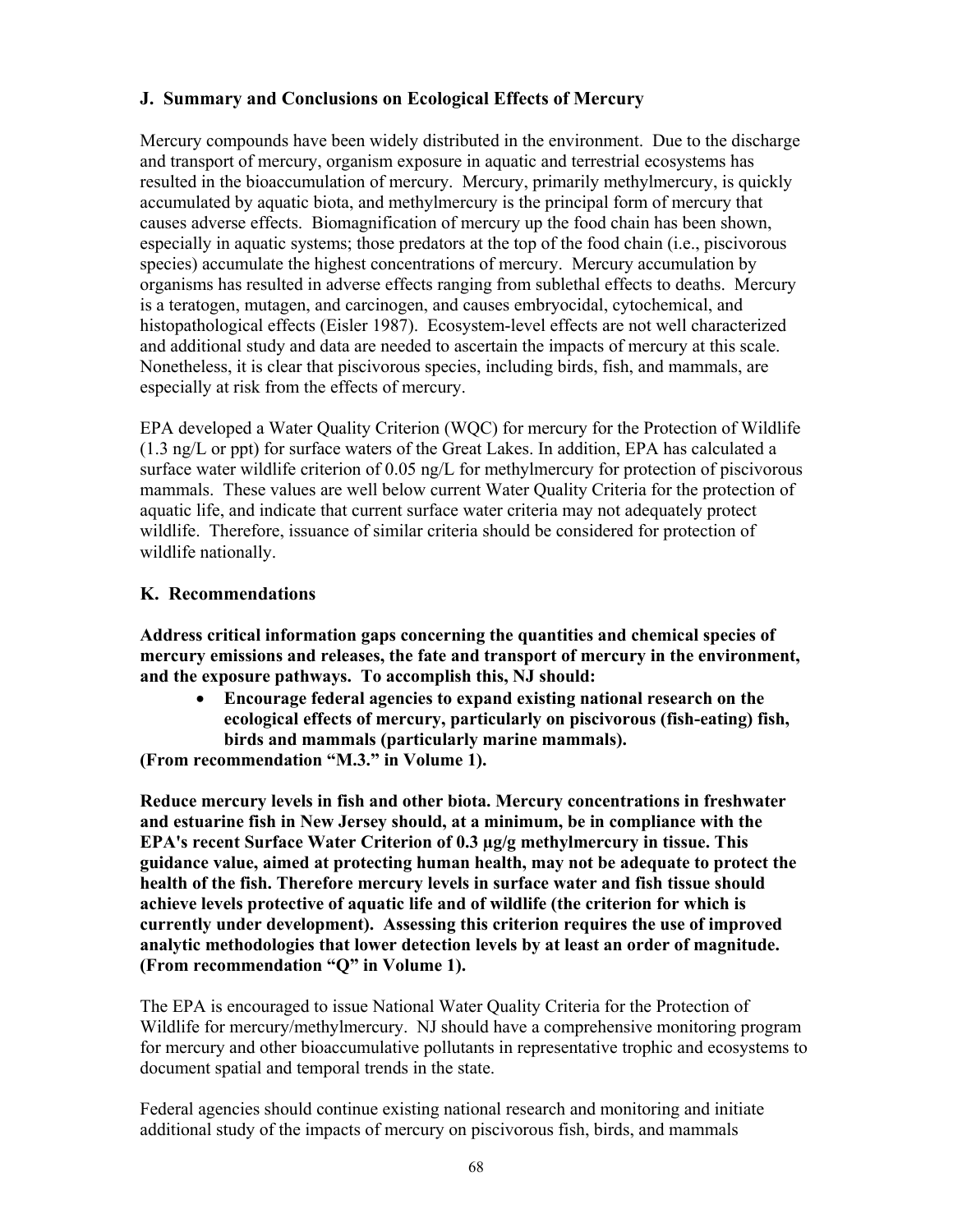### J. Summary and Conclusions on Ecological Effects of Mercury

Mercury compounds have been widely distributed in the environment. Due to the discharge and transport of mercury, organism exposure in aquatic and terrestrial ecosystems has resulted in the bioaccumulation of mercury. Mercury, primarily methylmercury, is quickly accumulated by aquatic biota, and methylmercury is the principal form of mercury that causes adverse effects. Biomagnification of mercury up the food chain has been shown, especially in aquatic systems; those predators at the top of the food chain (i.e., piscivorous species) accumulate the highest concentrations of mercury. Mercury accumulation by organisms has resulted in adverse effects ranging from sublethal effects to deaths. Mercury is a teratogen, mutagen, and carcinogen, and causes embryocidal, cytochemical, and histopathological effects (Eisler 1987). Ecosystem-level effects are not well characterized and additional study and data are needed to ascertain the impacts of mercury at this scale. Nonetheless, it is clear that piscivorous species, including birds, fish, and mammals, are especially at risk from the effects of mercury.

EPA developed a Water Quality Criterion (WQC) for mercury for the Protection of Wildlife (1.3 ng/L or ppt) for surface waters of the Great Lakes. In addition, EPA has calculated a surface water wildlife criterion of 0.05 ng/L for methylmercury for protection of piscivorous mammals. These values are well below current Water Quality Criteria for the protection of aquatic life, and indicate that current surface water criteria may not adequately protect wildlife. Therefore, issuance of similar criteria should be considered for protection of wildlife nationally.

### K. Recommendations

**Address critical information gaps concerning the quantities and chemical species of mercury emissions and releases, the fate and transport of mercury in the environment, and the exposure pathways. To accomplish this, NJ should:**

- **Encourage federal agencies to expand existing national research on the ecological effects of mercury, particularly on piscivorous (fish-eating) fish, birds and mammals (particularly marine mammals).**

**(From recommendation "M.3." in Volume 1).**

**Reduce mercury levels in fish and other biota. Mercury concentrations in freshwater and estuarine fish in New Jersey should, at a minimum, be in compliance with the EPA's recent Surface Water Criterion of 0.3 µg/g methylmercury in tissue. This guidance value, aimed at protecting human health, may not be adequate to protect the health of the fish. Therefore mercury levels in surface water and fish tissue should achieve levels protective of aquatic life and of wildlife (the criterion for which is currently under development). Assessing this criterion requires the use of improved analytic methodologies that lower detection levels by at least an order of magnitude. (From recommendation "Q" in Volume 1).**

The EPA is encouraged to issue National Water Quality Criteria for the Protection of Wildlife for mercury/methylmercury. NJ should have a comprehensive monitoring program for mercury and other bioaccumulative pollutants in representative trophic and ecosystems to document spatial and temporal trends in the state.

Federal agencies should continue existing national research and monitoring and initiate additional study of the impacts of mercury on piscivorous fish, birds, and mammals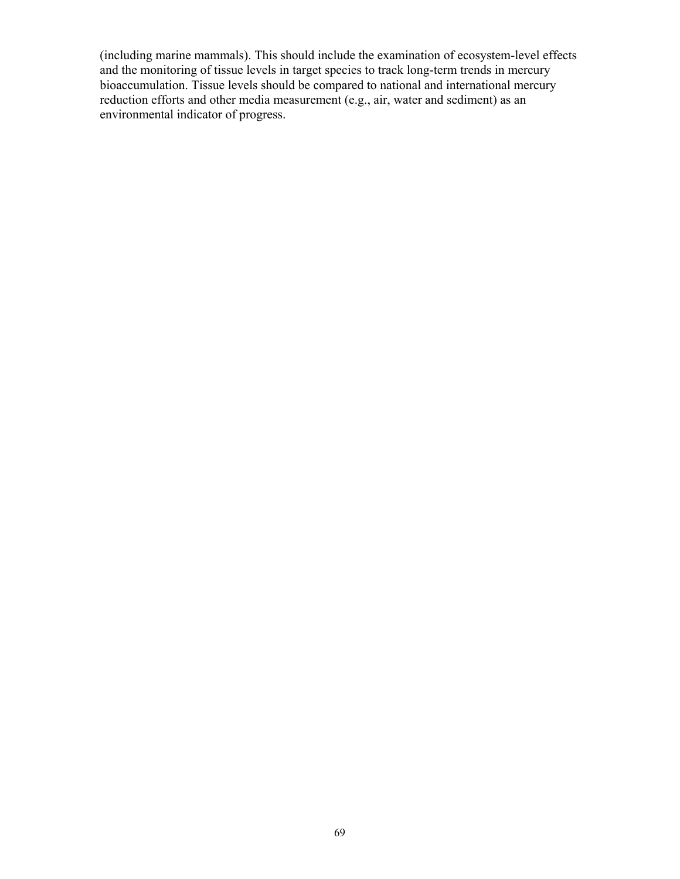(including marine mammals). This should include the examination of ecosystem-level effects and the monitoring of tissue levels in target species to track long-term trends in mercury bioaccumulation. Tissue levels should be compared to national and international mercury reduction efforts and other media measurement (e.g., air, water and sediment) as an environmental indicator of progress.